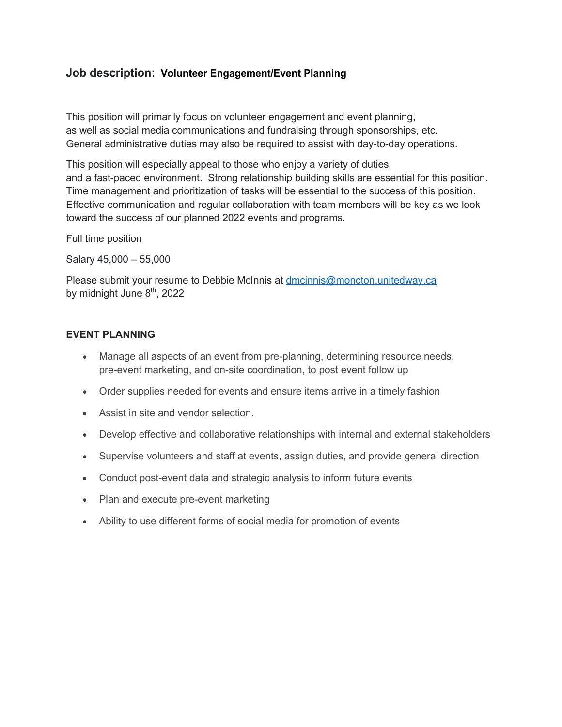## Job description: **Volunteer Engagement/Event Planning**

This position will primarily focus on volunteer engagement and event planning, as well as social media communications and fundraising through sponsorships, etc. General administrative duties may also be required to assist with day-to-day operations.

This position will especially appeal to those who enjoy a variety of duties, and a fast-paced environment. Strong relationship building skills are essential for this position. Time management and prioritization of tasks will be essential to the success of this position. Effective communication and regular collaboration with team members will be key as we look toward the success of our planned 2022 events and programs.

Full time position

Salary 45,000 – 55,000

Please submit your resume to Debbie McInnis at dmcinnis@moncton.unitedway.ca by midnight June 8th, 2022

**EVENT PLANNING**

- Manage all aspects of an event from pre-planning, determining resource needs, pre-event marketing, and on-site coordination, to post event follow up
- Order supplies needed for events and ensure items arrive in a timely fashion
- Assist in site and vendor selection.
- Develop effective and collaborative relationships with internal and external stakeholders
- Supervise volunteers and staff at events, assign duties, and provide general direction
- Conduct post-event data and strategic analysis to inform future events
- Plan and execute pre-event marketing
- Ability to use different forms of social media for promotion of events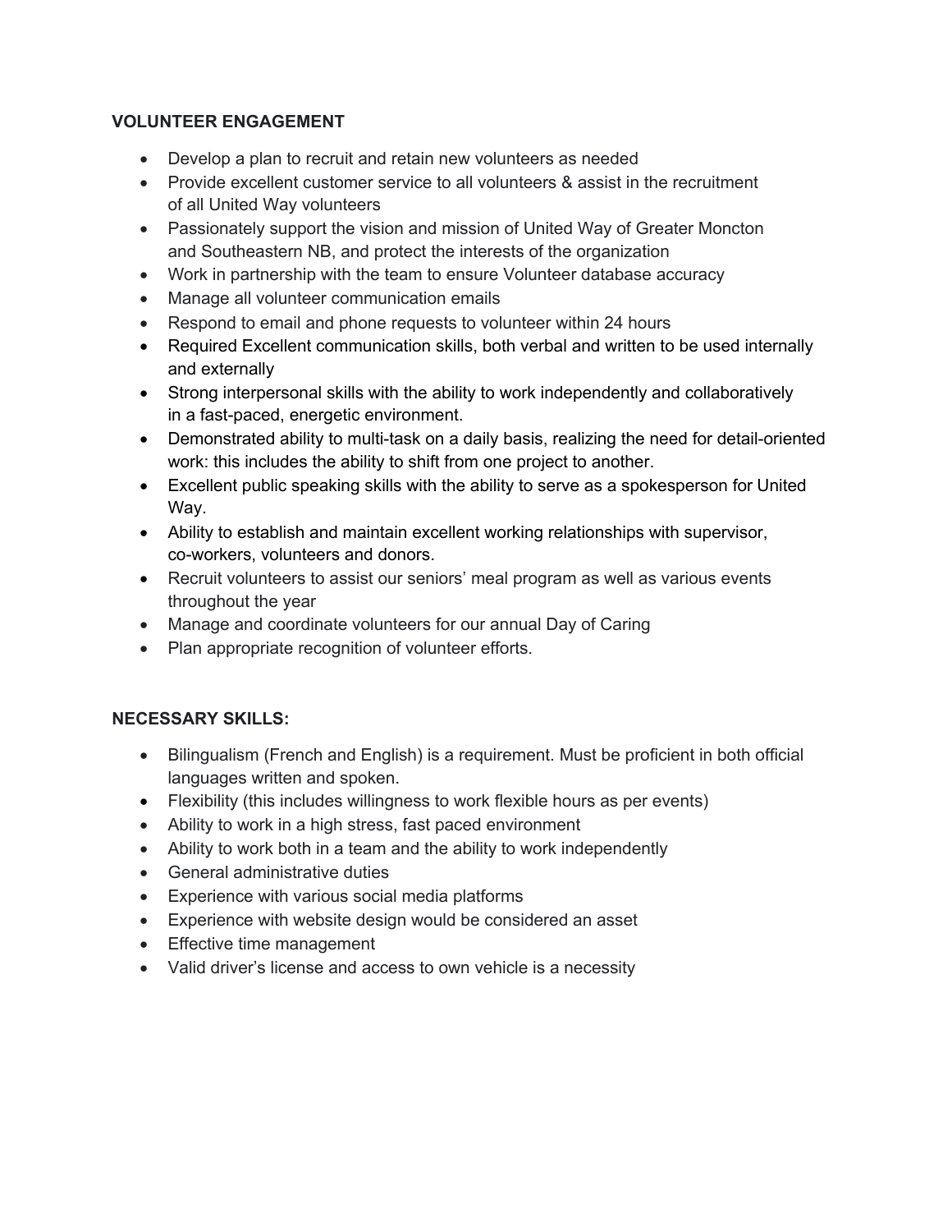**VOLUNTEER ENGAGEMENT**

- Develop a plan to recruit and retain new volunteers as needed
- Provide excellent customer service to all volunteers & assist in the recruitment of all United Way volunteers
- Passionately support the vision and mission of United Way of Greater Moncton and Southeastern NB, and protect the interests of the organization
- Work in partnership with the team to ensure Volunteer database accuracy
- Manage all volunteer communication emails
- Respond to email and phone requests to volunteer within 24 hours
- Required Excellent communication skills, both verbal and written to be used internally and externally
- Strong interpersonal skills with the ability to work independently and collaboratively in a fast-paced, energetic environment.
- Demonstrated ability to multi-task on a daily basis, realizing the need for detail-oriented work: this includes the ability to shift from one project to another.
- Excellent public speaking skills with the ability to serve as a spokesperson for United Way.
- Ability to establish and maintain excellent working relationships with supervisor, co-workers, volunteers and donors.
- Recruit volunteers to assist our seniors' meal program as well as various events throughout the year
- Manage and coordinate volunteers for our annual Day of Caring
- Plan appropriate recognition of volunteer efforts.

**NECESSARY SKILLS:**

- Bilingualism (French and English) is a requirement. Must be proficient in both official languages written and spoken.
- Flexibility (this includes willingness to work flexible hours as per events)
- Ability to work in a high stress, fast paced environment
- Ability to work both in a team and the ability to work independently
- General administrative duties
- Experience with various social media platforms
- Experience with website design would be considered an asset
- Effective time management
- Valid driver's license and access to own vehicle is a necessity